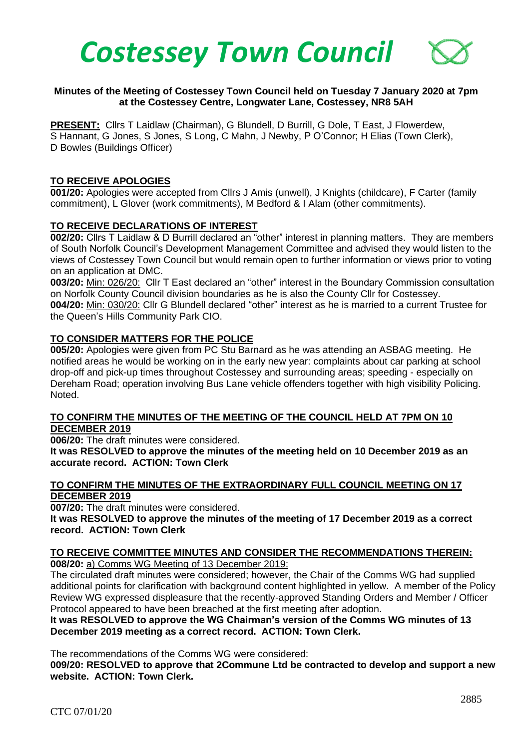# Costessey Town Council

**Minutes of the Meeting of Costessey Town Council held on Tuesday 7 January 2020 at 7pm at the Costessey Centre, Longwater Lane, Costessey, NR8 5AH**

**PRESENT:** Cllrs T Laidlaw (Chairman), G Blundell, D Burrill, G Dole, T East, J Flowerdew, S Hannant, G Jones, S Jones, S Long, C Mahn, J Newby, P O'Connor; H Elias (Town Clerk), D Bowles (Buildings Officer)

## TO RECEIVE APOLOGIES

**001/20:** Apologies were accepted from Cllrs J Amis (unwell), J Knights (childcare), F Carter (family commitment), L Glover (work commitments), M Bedford & I Alam (other commitments).

## TO RECEIVE DECLARATIONS OF INTEREST

**002/20:** Cllrs T Laidlaw & D Burrill declared an "other" interest in planning matters. They are members of South Norfolk Council's Development Management Committee and advised they would listen to the views of Costessey Town Council but would remain open to further information or views prior to voting on an application at DMC.

**003/20:** Min: 026/20: Cllr T East declared an "other" interest in the Boundary Commission consultation on Norfolk County Council division boundaries as he is also the County Cllr for Costessey.

**004/20:** Min: 030/20: Cllr G Blundell declared "other" interest as he is married to a current Trustee for the Queen's Hills Community Park CIO.

## TO CONSIDER MATTERS FOR THE POLICE

**005/20:** Apologies were given from PC Stu Barnard as he was attending an ASBAG meeting. He notified areas he would be working on in the early new year: complaints about car parking at school drop-off and pick-up times throughout Costessey and surrounding areas; speeding - especially on Dereham Road; operation involving Bus Lane vehicle offenders together with high visibility Policing. Noted.

## TO CONFIRM THE MINUTES OF THE MEETING OF THE COUNCIL HELD AT 7PM ON 10 DECEMBER 2019

**006/20:** The draft minutes were considered.

**It was RESOLVED to approve the minutes of the meeting held on 10 December 2019 as an accurate record. ACTION: Town Clerk**

## TO CONFIRM THE MINUTES OF THE EXTRAORDINARY FULL COUNCIL MEETING ON 17 DECEMBER 2019

**007/20:** The draft minutes were considered.

**It was RESOLVED to approve the minutes of the meeting of 17 December 2019 as a correct record. ACTION: Town Clerk**

## TO RECEIVE COMMITTEE MINUTES AND CONSIDER THE RECOMMENDATIONS THEREIN:

**008/20:** a) Comms WG Meeting of 13 December 2019:

The circulated draft minutes were considered; however, the Chair of the Comms WG had supplied additional points for clarification with background content highlighted in yellow. A member of the Policy Review WG expressed displeasure that the recently-approved Standing Orders and Member / Officer Protocol appeared to have been breached at the first meeting after adoption.

**It was RESOLVED to approve the WG Chairman's version of the Comms WG minutes of 13 December 2019 meeting as a correct record. ACTION: Town Clerk.**

The recommendations of the Comms WG were considered:

**009/20: RESOLVED to approve that 2Commune Ltd be contracted to develop and support a new website. ACTION: Town Clerk.**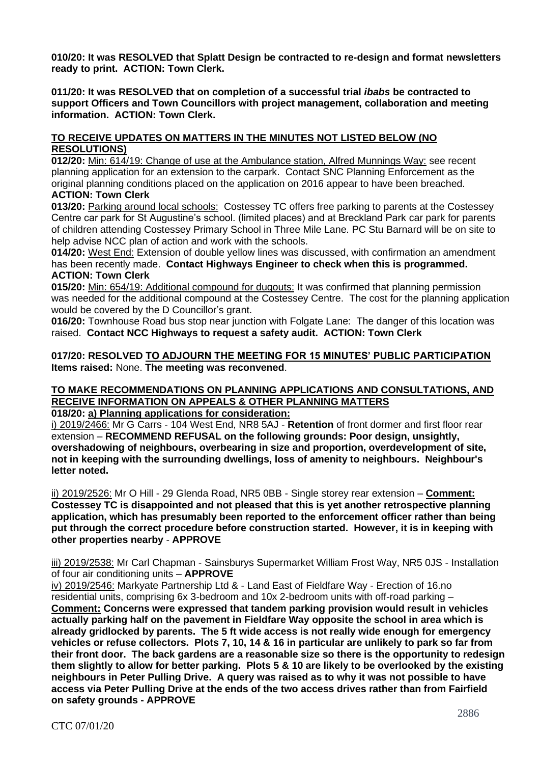**010/20: It was RESOLVED that Splatt Design be contracted to re-design and format newsletters ready to print. ACTION: Town Clerk.**

**011/20: It was RESOLVED that on completion of a successful trial *ibabs* be contracted to support Officers and Town Councillors with project management, collaboration and meeting information. ACTION: Town Clerk.**

**TO RECEIVE UPDATES ON MATTERS IN THE MINUTES NOT LISTED BELOW (NO RESOLUTIONS)**

**012/20:** Min: 614/19: Change of use at the Ambulance station, Alfred Munnings Way: see recent planning application for an extension to the carpark. Contact SNC Planning Enforcement as the original planning conditions placed on the application on 2016 appear to have been breached. **ACTION: Town Clerk**

**013/20:** Parking around local schools: Costessey TC offers free parking to parents at the Costessey Centre car park for St Augustine's school. (limited places) and at Breckland Park car park for parents of children attending Costessey Primary School in Three Mile Lane. PC Stu Barnard will be on site to help advise NCC plan of action and work with the schools.

**014/20:** West End: Extension of double yellow lines was discussed, with confirmation an amendment has been recently made. **Contact Highways Engineer to check when this is programmed. ACTION: Town Clerk**

**015/20:** Min: 654/19: Additional compound for dugouts: It was confirmed that planning permission was needed for the additional compound at the Costessey Centre. The cost for the planning application would be covered by the D Councillor's grant.

**016/20:** Townhouse Road bus stop near junction with Folgate Lane: The danger of this location was raised. **Contact NCC Highways to request a safety audit. ACTION: Town Clerk**

**017/20: RESOLVED TO ADJOURN THE MEETING FOR 15 MINUTES' PUBLIC PARTICIPATION**
**Items raised:** None. **The meeting was reconvened**.

**TO MAKE RECOMMENDATIONS ON PLANNING APPLICATIONS AND CONSULTATIONS, AND RECEIVE INFORMATION ON APPEALS & OTHER PLANNING MATTERS**

**018/20: a) Planning applications for consideration:**

i) 2019/2466: Mr G Carrs - 104 West End, NR8 5AJ - **Retention** of front dormer and first floor rear extension – **RECOMMEND REFUSAL on the following grounds: Poor design, unsightly, overshadowing of neighbours, overbearing in size and proportion, overdevelopment of site, not in keeping with the surrounding dwellings, loss of amenity to neighbours. Neighbour's letter noted.**

ii) 2019/2526: Mr O Hill - 29 Glenda Road, NR5 0BB - Single storey rear extension – **Comment: Costessey TC is disappointed and not pleased that this is yet another retrospective planning application, which has presumably been reported to the enforcement officer rather than being put through the correct procedure before construction started. However, it is in keeping with other properties nearby** - **APPROVE**

iii) 2019/2538: Mr Carl Chapman - Sainsburys Supermarket William Frost Way, NR5 0JS - Installation of four air conditioning units – **APPROVE**

iv) 2019/2546: Markyate Partnership Ltd & - Land East of Fieldfare Way - Erection of 16.no residential units, comprising 6x 3-bedroom and 10x 2-bedroom units with off-road parking – **Comment: Concerns were expressed that tandem parking provision would result in vehicles actually parking half on the pavement in Fieldfare Way opposite the school in area which is already gridlocked by parents. The 5 ft wide access is not really wide enough for emergency vehicles or refuse collectors. Plots 7, 10, 14 & 16 in particular are unlikely to park so far from their front door. The back gardens are a reasonable size so there is the opportunity to redesign them slightly to allow for better parking. Plots 5 & 10 are likely to be overlooked by the existing neighbours in Peter Pulling Drive. A query was raised as to why it was not possible to have access via Peter Pulling Drive at the ends of the two access drives rather than from Fairfield on safety grounds - APPROVE**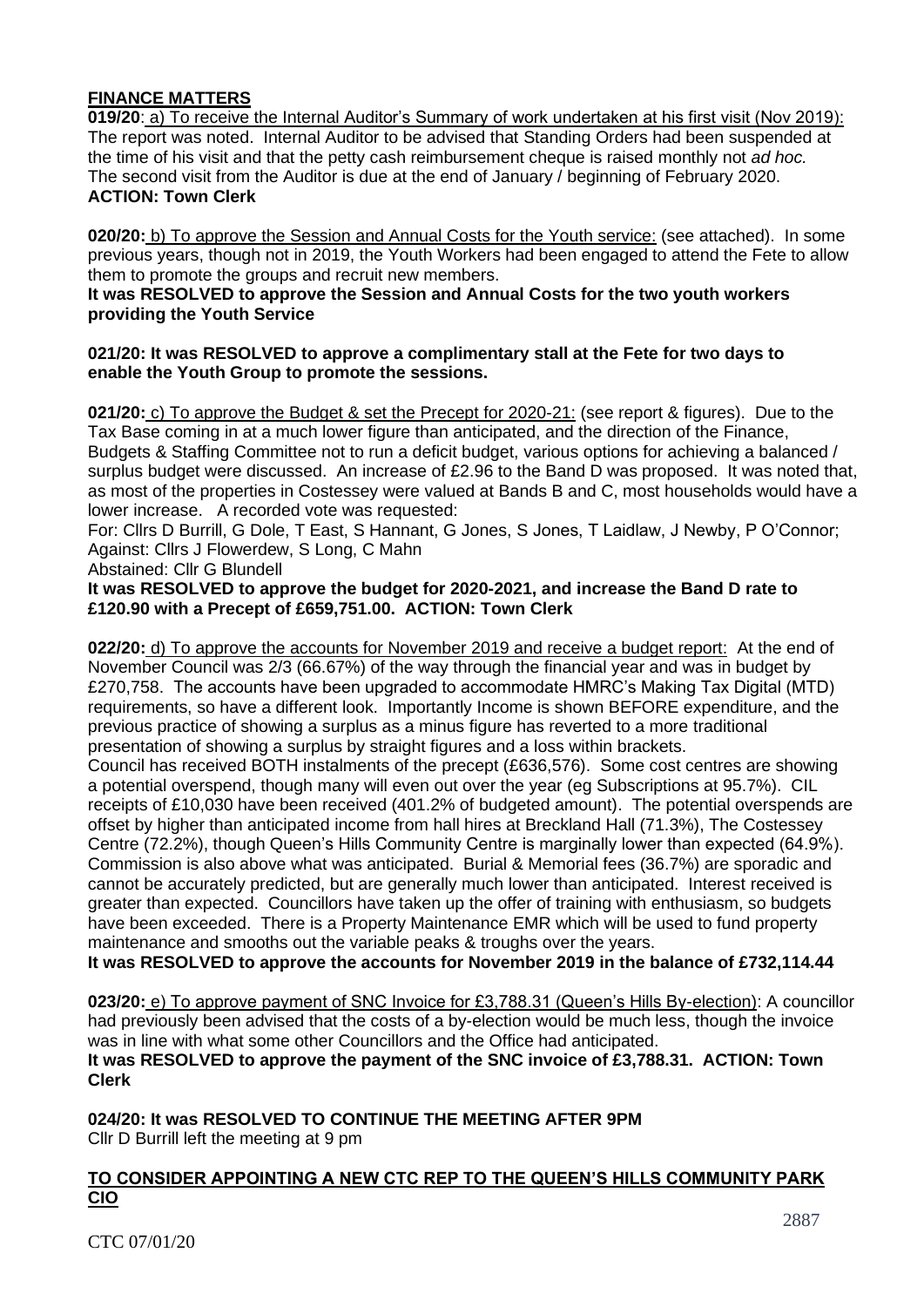## FINANCE MATTERS

**019/20**: a) To receive the Internal Auditor's Summary of work undertaken at his first visit (Nov 2019): The report was noted. Internal Auditor to be advised that Standing Orders had been suspended at the time of his visit and that the petty cash reimbursement cheque is raised monthly not *ad hoc.* The second visit from the Auditor is due at the end of January / beginning of February 2020.
**ACTION: Town Clerk**

**020/20:** b) To approve the Session and Annual Costs for the Youth service: (see attached). In some previous years, though not in 2019, the Youth Workers had been engaged to attend the Fete to allow them to promote the groups and recruit new members.
**It was RESOLVED to approve the Session and Annual Costs for the two youth workers providing the Youth Service**

**021/20: It was RESOLVED to approve a complimentary stall at the Fete for two days to enable the Youth Group to promote the sessions.**

**021/20:** c) To approve the Budget & set the Precept for 2020-21: (see report & figures). Due to the Tax Base coming in at a much lower figure than anticipated, and the direction of the Finance, Budgets & Staffing Committee not to run a deficit budget, various options for achieving a balanced / surplus budget were discussed. An increase of £2.96 to the Band D was proposed. It was noted that, as most of the properties in Costessey were valued at Bands B and C, most households would have a lower increase. A recorded vote was requested:
For: Cllrs D Burrill, G Dole, T East, S Hannant, G Jones, S Jones, T Laidlaw, J Newby, P O'Connor;
Against: Cllrs J Flowerdew, S Long, C Mahn
Abstained: Cllr G Blundell
**It was RESOLVED to approve the budget for 2020-2021, and increase the Band D rate to £120.90 with a Precept of £659,751.00. ACTION: Town Clerk**

**022/20:** d) To approve the accounts for November 2019 and receive a budget report: At the end of November Council was 2/3 (66.67%) of the way through the financial year and was in budget by £270,758. The accounts have been upgraded to accommodate HMRC's Making Tax Digital (MTD) requirements, so have a different look. Importantly Income is shown BEFORE expenditure, and the previous practice of showing a surplus as a minus figure has reverted to a more traditional presentation of showing a surplus by straight figures and a loss within brackets.
Council has received BOTH instalments of the precept (£636,576). Some cost centres are showing a potential overspend, though many will even out over the year (eg Subscriptions at 95.7%). CIL receipts of £10,030 have been received (401.2% of budgeted amount). The potential overspends are offset by higher than anticipated income from hall hires at Breckland Hall (71.3%), The Costessey Centre (72.2%), though Queen's Hills Community Centre is marginally lower than expected (64.9%). Commission is also above what was anticipated. Burial & Memorial fees (36.7%) are sporadic and cannot be accurately predicted, but are generally much lower than anticipated. Interest received is greater than expected. Councillors have taken up the offer of training with enthusiasm, so budgets have been exceeded. There is a Property Maintenance EMR which will be used to fund property maintenance and smooths out the variable peaks & troughs over the years.
**It was RESOLVED to approve the accounts for November 2019 in the balance of £732,114.44**

**023/20:** e) To approve payment of SNC Invoice for £3,788.31 (Queen's Hills By-election): A councillor had previously been advised that the costs of a by-election would be much less, though the invoice was in line with what some other Councillors and the Office had anticipated.
**It was RESOLVED to approve the payment of the SNC invoice of £3,788.31. ACTION: Town Clerk**

**024/20: It was RESOLVED TO CONTINUE THE MEETING AFTER 9PM**
Cllr D Burrill left the meeting at 9 pm

## TO CONSIDER APPOINTING A NEW CTC REP TO THE QUEEN'S HILLS COMMUNITY PARK CIO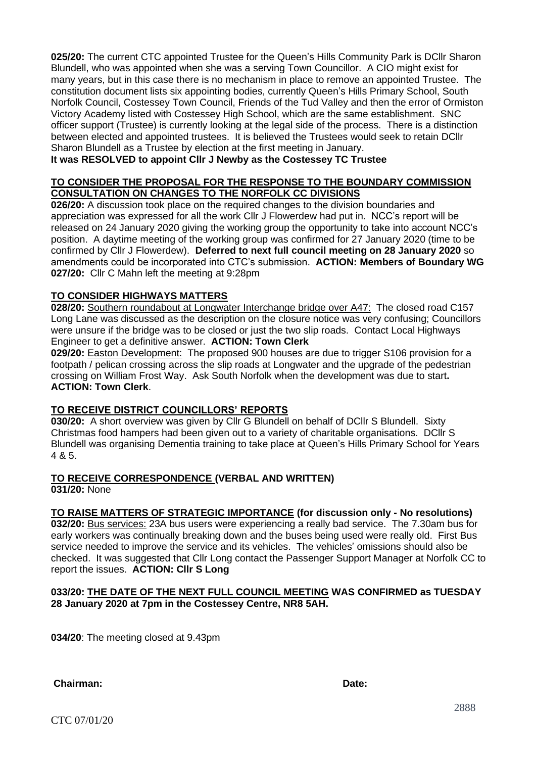**025/20:** The current CTC appointed Trustee for the Queen's Hills Community Park is DCllr Sharon Blundell, who was appointed when she was a serving Town Councillor. A CIO might exist for many years, but in this case there is no mechanism in place to remove an appointed Trustee. The constitution document lists six appointing bodies, currently Queen's Hills Primary School, South Norfolk Council, Costessey Town Council, Friends of the Tud Valley and then the error of Ormiston Victory Academy listed with Costessey High School, which are the same establishment. SNC officer support (Trustee) is currently looking at the legal side of the process. There is a distinction between elected and appointed trustees. It is believed the Trustees would seek to retain DCllr Sharon Blundell as a Trustee by election at the first meeting in January.
**It was RESOLVED to appoint Cllr J Newby as the Costessey TC Trustee**

**TO CONSIDER THE PROPOSAL FOR THE RESPONSE TO THE BOUNDARY COMMISSION CONSULTATION ON CHANGES TO THE NORFOLK CC DIVISIONS**

**026/20:** A discussion took place on the required changes to the division boundaries and appreciation was expressed for all the work Cllr J Flowerdew had put in. NCC's report will be released on 24 January 2020 giving the working group the opportunity to take into account NCC's position. A daytime meeting of the working group was confirmed for 27 January 2020 (time to be confirmed by Cllr J Flowerdew). **Deferred to next full council meeting on 28 January 2020** so amendments could be incorporated into CTC's submission. **ACTION: Members of Boundary WG**
**027/20:** Cllr C Mahn left the meeting at 9:28pm

**TO CONSIDER HIGHWAYS MATTERS**

**028/20:** Southern roundabout at Longwater Interchange bridge over A47: The closed road C157 Long Lane was discussed as the description on the closure notice was very confusing; Councillors were unsure if the bridge was to be closed or just the two slip roads. Contact Local Highways Engineer to get a definitive answer. **ACTION: Town Clerk**
**029/20:** Easton Development: The proposed 900 houses are due to trigger S106 provision for a footpath / pelican crossing across the slip roads at Longwater and the upgrade of the pedestrian crossing on William Frost Way. Ask South Norfolk when the development was due to start**.**
**ACTION: Town Clerk**.

**TO RECEIVE DISTRICT COUNCILLORS' REPORTS**

**030/20:** A short overview was given by Cllr G Blundell on behalf of DCllr S Blundell. Sixty Christmas food hampers had been given out to a variety of charitable organisations. DCllr S Blundell was organising Dementia training to take place at Queen's Hills Primary School for Years 4 & 5.

**TO RECEIVE CORRESPONDENCE (VERBAL AND WRITTEN)**
**031/20:** None

**TO RAISE MATTERS OF STRATEGIC IMPORTANCE (for discussion only - No resolutions)**
**032/20:** Bus services: 23A bus users were experiencing a really bad service. The 7.30am bus for early workers was continually breaking down and the buses being used were really old. First Bus service needed to improve the service and its vehicles. The vehicles' omissions should also be checked. It was suggested that Cllr Long contact the Passenger Support Manager at Norfolk CC to report the issues. **ACTION: Cllr S Long**

**033/20: THE DATE OF THE NEXT FULL COUNCIL MEETING WAS CONFIRMED as TUESDAY 28 January 2020 at 7pm in the Costessey Centre, NR8 5AH.**

**034/20**: The meeting closed at 9.43pm

**Chairman:** **Date:**